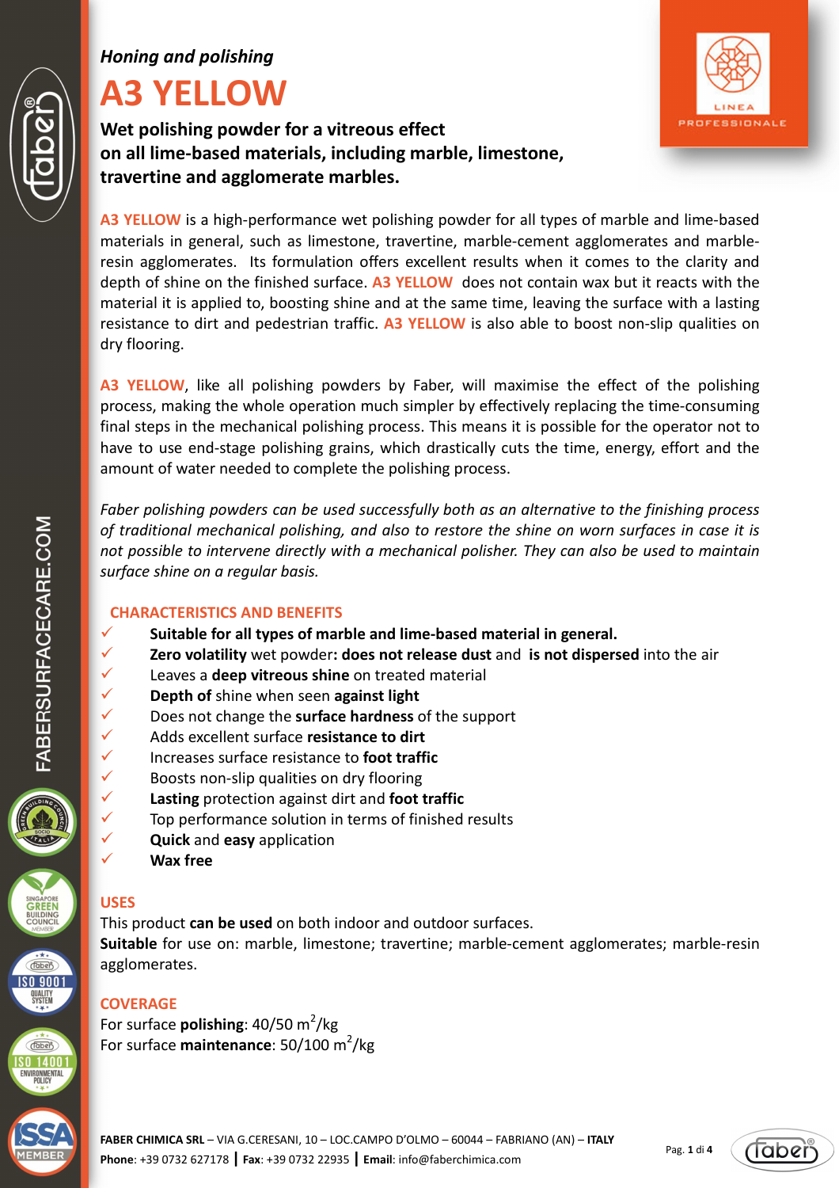*Honing and polishing*

# A3 YELLOW

**Wet polishing powder for a vitreous effect on all lime-based materials, including marble, limestone, travertine and agglomerate marbles.**

**A3 YELLOW** is a high-performance wet polishing powder for all types of marble and lime-based materials in general, such as limestone, travertine, marble-cement agglomerates and marble-resin agglomerates. Its formulation offers excellent results when it comes to the clarity and depth of shine on the finished surface. **A3 YELLOW** does not contain wax but it reacts with the material it is applied to, boosting shine and at the same time, leaving the surface with a lasting resistance to dirt and pedestrian traffic. **A3 YELLOW** is also able to boost non-slip qualities on dry flooring.

**A3 YELLOW**, like all polishing powders by Faber, will maximise the effect of the polishing process, making the whole operation much simpler by effectively replacing the time-consuming final steps in the mechanical polishing process. This means it is possible for the operator not to have to use end-stage polishing grains, which drastically cuts the time, energy, effort and the amount of water needed to complete the polishing process.

*Faber polishing powders can be used successfully both as an alternative to the finishing process of traditional mechanical polishing, and also to restore the shine on worn surfaces in case it is not possible to intervene directly with a mechanical polisher. They can also be used to maintain surface shine on a regular basis.*

## CHARACTERISTICS AND BENEFITS

- ✓ **Suitable for all types of marble and lime-based material in general.**
- ✓ **Zero volatility** wet powder**: does not release dust** and **is not dispersed** into the air
- ✓ Leaves a **deep vitreous shine** on treated material
- ✓ **Depth of** shine when seen **against light**
- ✓ Does not change the **surface hardness** of the support
- ✓ Adds excellent surface **resistance to dirt**
- ✓ Increases surface resistance to **foot traffic**
- ✓ Boosts non-slip qualities on dry flooring
- ✓ **Lasting** protection against dirt and **foot traffic**
- ✓ Top performance solution in terms of finished results
- ✓ **Quick** and **easy** application
- ✓ **Wax free**

## USES

This product **can be used** on both indoor and outdoor surfaces.
**Suitable** for use on: marble, limestone; travertine; marble-cement agglomerates; marble-resin agglomerates.

## COVERAGE

For surface **polishing**: 40/50 $m^2$/kg
For surface **maintenance**: 50/100 $m^2$/kg

**FABER CHIMICA SRL** – VIA G.CERESANI, 10 – LOC.CAMPO D'OLMO – 60044 – FABRIANO (AN) – **ITALY**
**Phone**: +39 0732 627178 | **Fax**: +39 0732 22935 | **Email**: info@faberchimica.com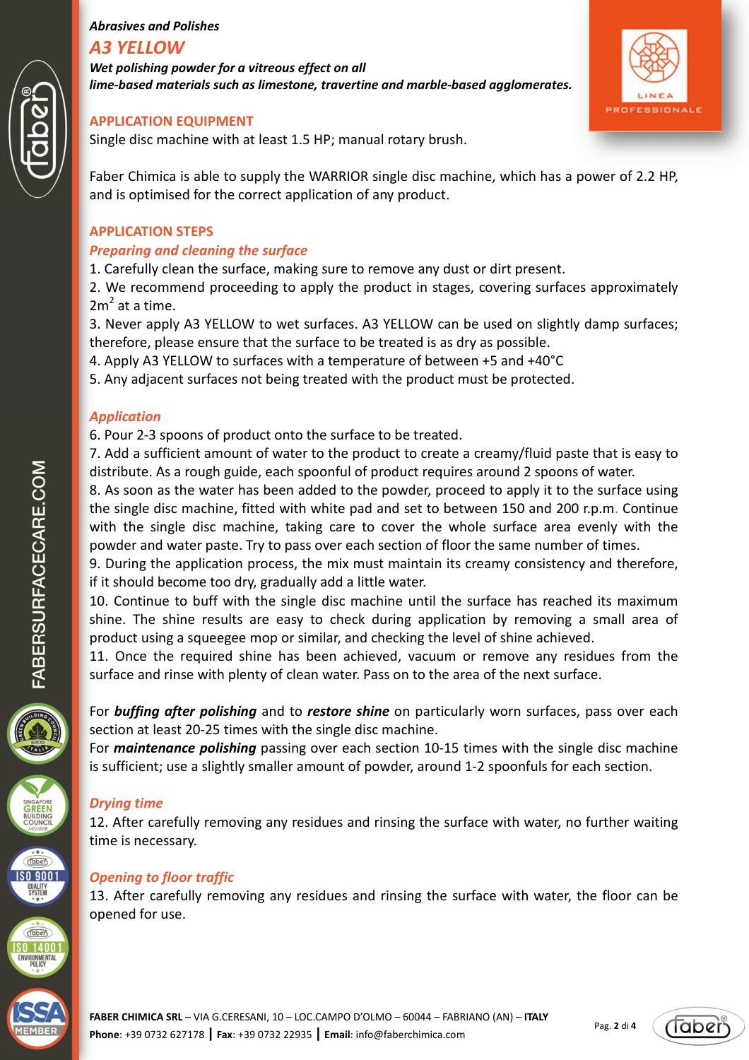*Abrasives and Polishes*

# A3 YELLOW

***Wet polishing powder for a vitreous effect on all lime-based materials such as limestone, travertine and marble-based agglomerates.***

## APPLICATION EQUIPMENT

Single disc machine with at least 1.5 HP; manual rotary brush.

Faber Chimica is able to supply the WARRIOR single disc machine, which has a power of 2.2 HP, and is optimised for the correct application of any product.

## APPLICATION STEPS

### *Preparing and cleaning the surface*

1. Carefully clean the surface, making sure to remove any dust or dirt present.
2. We recommend proceeding to apply the product in stages, covering surfaces approximately $2m^2$ at a time.
3. Never apply A3 YELLOW to wet surfaces. A3 YELLOW can be used on slightly damp surfaces; therefore, please ensure that the surface to be treated is as dry as possible.
4. Apply A3 YELLOW to surfaces with a temperature of between +5 and +40°C
5. Any adjacent surfaces not being treated with the product must be protected.

### *Application*

6. Pour 2-3 spoons of product onto the surface to be treated.
7. Add a sufficient amount of water to the product to create a creamy/fluid paste that is easy to distribute. As a rough guide, each spoonful of product requires around 2 spoons of water.
8. As soon as the water has been added to the powder, proceed to apply it to the surface using the single disc machine, fitted with white pad and set to between 150 and 200 r.p.m. Continue with the single disc machine, taking care to cover the whole surface area evenly with the powder and water paste. Try to pass over each section of floor the same number of times.
9. During the application process, the mix must maintain its creamy consistency and therefore, if it should become too dry, gradually add a little water.
10. Continue to buff with the single disc machine until the surface has reached its maximum shine. The shine results are easy to check during application by removing a small area of product using a squeegee mop or similar, and checking the level of shine achieved.
11. Once the required shine has been achieved, vacuum or remove any residues from the surface and rinse with plenty of clean water. Pass on to the area of the next surface.

For ***buffing after polishing*** and to ***restore shine*** on particularly worn surfaces, pass over each section at least 20-25 times with the single disc machine.
For ***maintenance polishing*** passing over each section 10-15 times with the single disc machine is sufficient; use a slightly smaller amount of powder, around 1-2 spoonfuls for each section.

### *Drying time*

12. After carefully removing any residues and rinsing the surface with water, no further waiting time is necessary.

### *Opening to floor traffic*

13. After carefully removing any residues and rinsing the surface with water, the floor can be opened for use.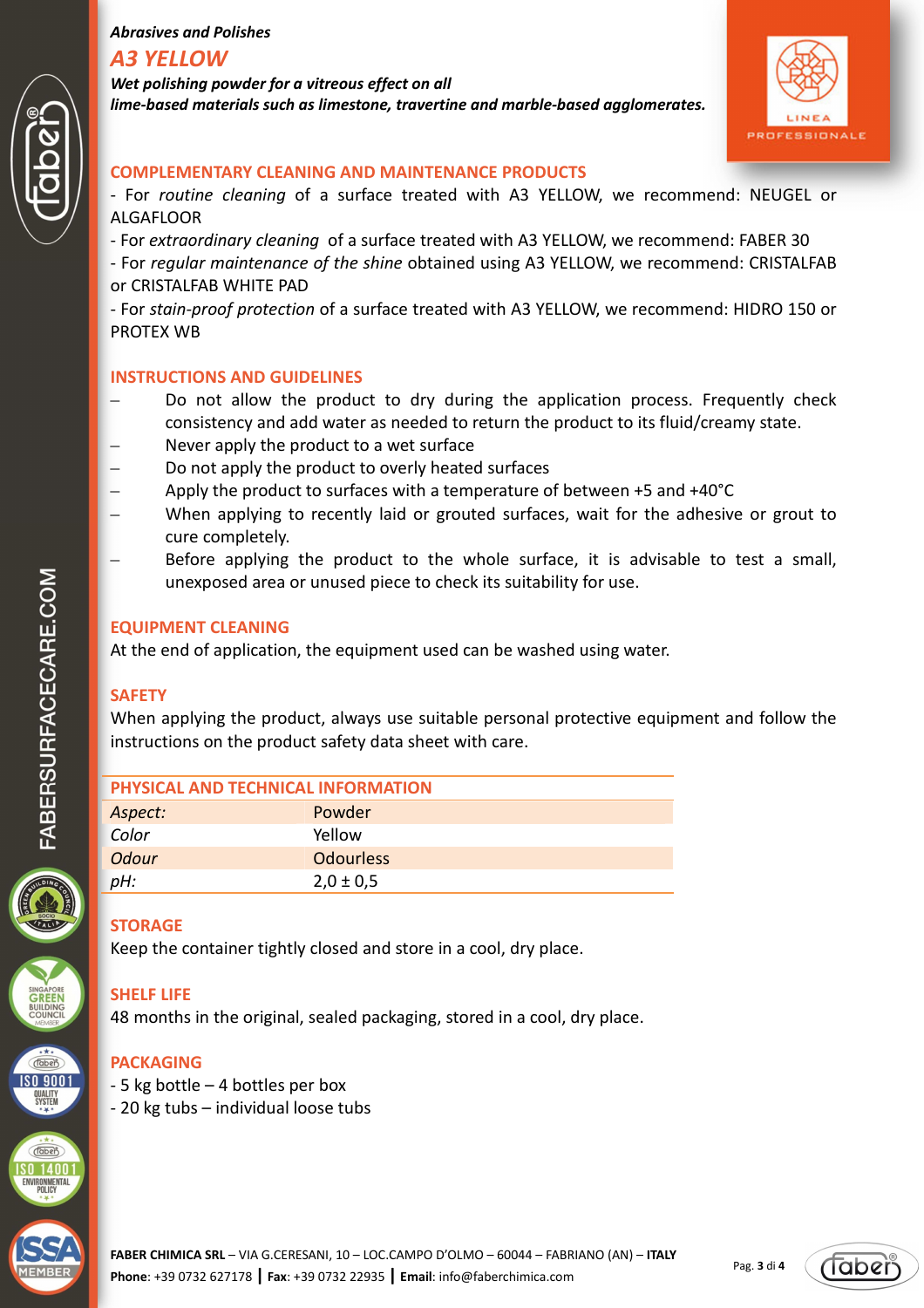*Abrasives and Polishes*

# A3 YELLOW

***Wet polishing powder for a vitreous effect on all lime-based materials such as limestone, travertine and marble-based agglomerates.***

## COMPLEMENTARY CLEANING AND MAINTENANCE PRODUCTS

- For *routine cleaning* of a surface treated with A3 YELLOW, we recommend: NEUGEL or ALGAFLOOR
- For *extraordinary cleaning* of a surface treated with A3 YELLOW, we recommend: FABER 30
- For *regular maintenance of the shine* obtained using A3 YELLOW, we recommend: CRISTALFAB or CRISTALFAB WHITE PAD
- For *stain-proof protection* of a surface treated with A3 YELLOW, we recommend: HIDRO 150 or PROTEX WB

## INSTRUCTIONS AND GUIDELINES

- Do not allow the product to dry during the application process. Frequently check consistency and add water as needed to return the product to its fluid/creamy state.
- Never apply the product to a wet surface
- Do not apply the product to overly heated surfaces
- Apply the product to surfaces with a temperature of between +5 and +40°C
- When applying to recently laid or grouted surfaces, wait for the adhesive or grout to cure completely.
- Before applying the product to the whole surface, it is advisable to test a small, unexposed area or unused piece to check its suitability for use.

## EQUIPMENT CLEANING

At the end of application, the equipment used can be washed using water.

## SAFETY

When applying the product, always use suitable personal protective equipment and follow the instructions on the product safety data sheet with care.

## PHYSICAL AND TECHNICAL INFORMATION

| | |
|---|---|
| *Aspect:* | Powder |
| *Color* | Yellow |
| *Odour* | Odourless |
| *pH:* | 2,0 ± 0,5 |

## STORAGE

Keep the container tightly closed and store in a cool, dry place.

## SHELF LIFE

48 months in the original, sealed packaging, stored in a cool, dry place.

## PACKAGING

- 5 kg bottle – 4 bottles per box
- 20 kg tubs – individual loose tubs

**FABER CHIMICA SRL** – VIA G.CERESANI, 10 – LOC.CAMPO D'OLMO – 60044 – FABRIANO (AN) – **ITALY**
**Phone**: +39 0732 627178 | **Fax**: +39 0732 22935 | **Email**: info@faberchimica.com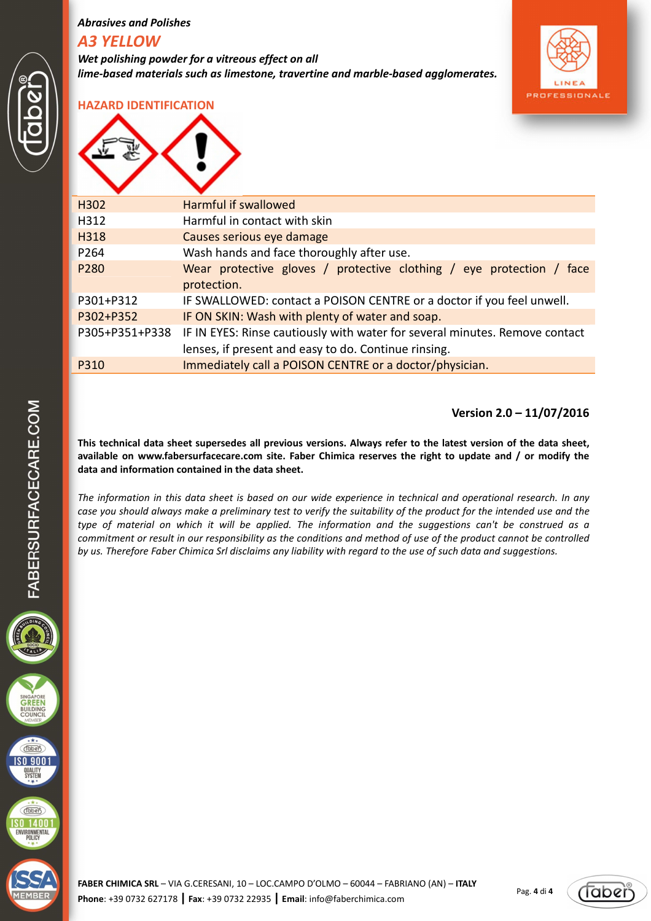*Abrasives and Polishes*

## *A3 YELLOW*

***Wet polishing powder for a vitreous effect on all lime-based materials such as limestone, travertine and marble-based agglomerates.***

### HAZARD IDENTIFICATION

| | |
|---|---|
| H302 | Harmful if swallowed |
| H312 | Harmful in contact with skin |
| H318 | Causes serious eye damage |
| P264 | Wash hands and face thoroughly after use. |
| P280 | Wear protective gloves / protective clothing / eye protection / face protection. |
| P301+P312 | IF SWALLOWED: contact a POISON CENTRE or a doctor if you feel unwell. |
| P302+P352 | IF ON SKIN: Wash with plenty of water and soap. |
| P305+P351+P338 | IF IN EYES: Rinse cautiously with water for several minutes. Remove contact lenses, if present and easy to do. Continue rinsing. |
| P310 | Immediately call a POISON CENTRE or a doctor/physician. |

**Version 2.0 – 11/07/2016**

**This technical data sheet supersedes all previous versions. Always refer to the latest version of the data sheet, available on www.fabersurfacecare.com site. Faber Chimica reserves the right to update and / or modify the data and information contained in the data sheet.**

*The information in this data sheet is based on our wide experience in technical and operational research. In any case you should always make a preliminary test to verify the suitability of the product for the intended use and the type of material on which it will be applied. The information and the suggestions can't be construed as a commitment or result in our responsibility as the conditions and method of use of the product cannot be controlled by us. Therefore Faber Chimica Srl disclaims any liability with regard to the use of such data and suggestions.*

**FABER CHIMICA SRL** – VIA G.CERESANI, 10 – LOC.CAMPO D'OLMO – 60044 – FABRIANO (AN) – **ITALY**
**Phone**: +39 0732 627178 | **Fax**: +39 0732 22935 | **Email**: info@faberchimica.com